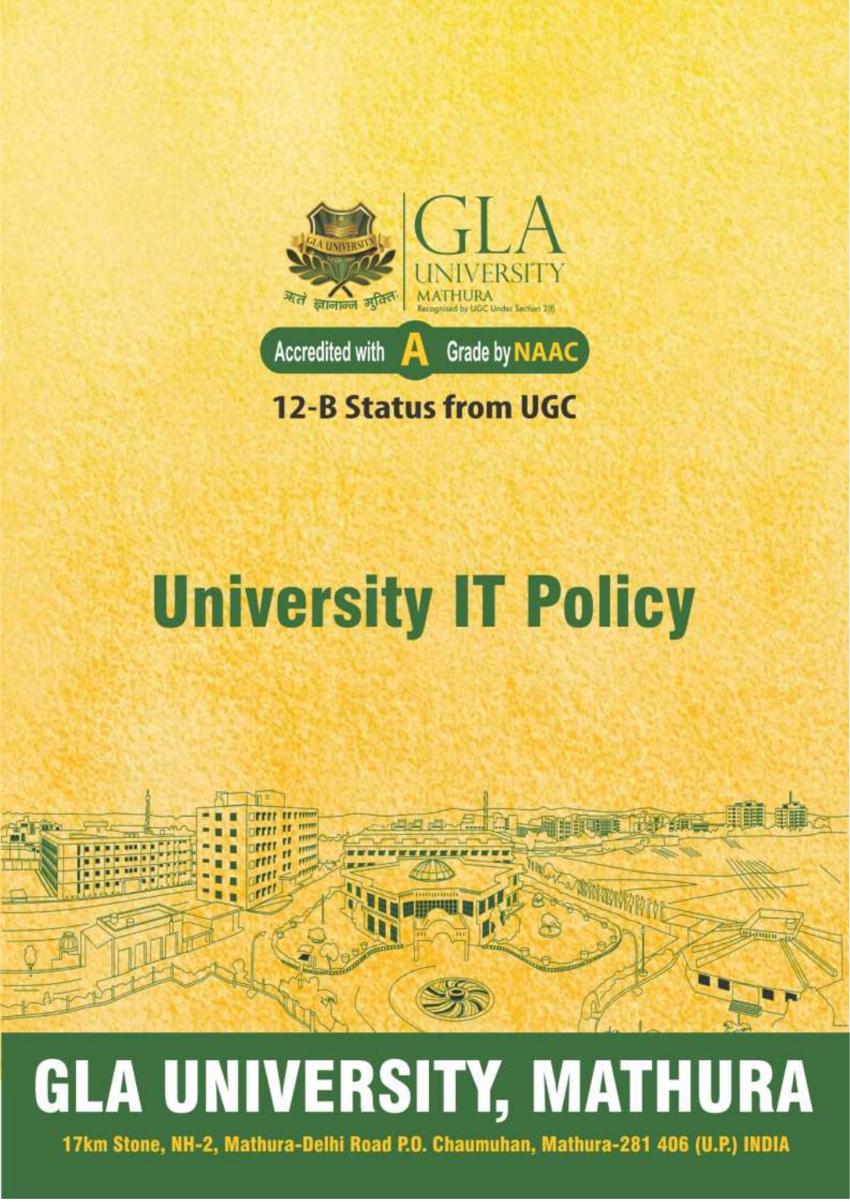GLA UNIVERSITY

MATHURA

Recognised by UGC Under Section 2(f)

ऋते ज्ञानान्न मुक्तिः

Accredited with A Grade by NAAC

12-B Status from UGC

# University IT Policy

# GLA UNIVERSITY, MATHURA

17km Stone, NH-2, Mathura-Delhi Road P.O. Chaumuhan, Mathura-281 406 (U.P.) INDIA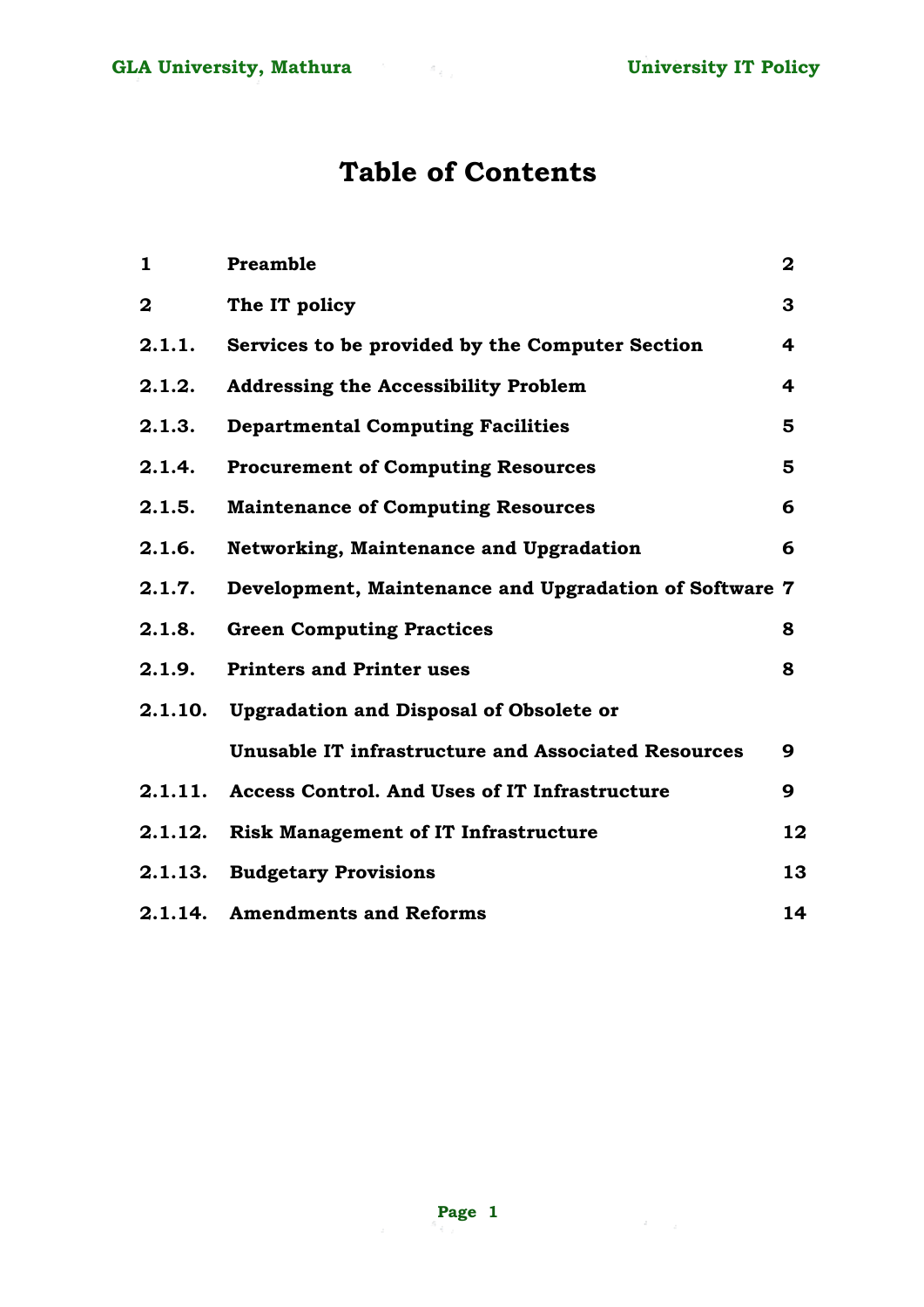# Table of Contents

| | | |
|---|---|---|
| 1 | Preamble | 2 |
| 2 | The IT policy | 3 |
| 2.1.1. | Services to be provided by the Computer Section | 4 |
| 2.1.2. | Addressing the Accessibility Problem | 4 |
| 2.1.3. | Departmental Computing Facilities | 5 |
| 2.1.4. | Procurement of Computing Resources | 5 |
| 2.1.5. | Maintenance of Computing Resources | 6 |
| 2.1.6. | Networking, Maintenance and Upgradation | 6 |
| 2.1.7. | Development, Maintenance and Upgradation of Software | 7 |
| 2.1.8. | Green Computing Practices | 8 |
| 2.1.9. | Printers and Printer uses | 8 |
| 2.1.10. | Upgradation and Disposal of Obsolete or Unusable IT infrastructure and Associated Resources | 9 |
| 2.1.11. | Access Control. And Uses of IT Infrastructure | 9 |
| 2.1.12. | Risk Management of IT Infrastructure | 12 |
| 2.1.13. | Budgetary Provisions | 13 |
| 2.1.14. | Amendments and Reforms | 14 |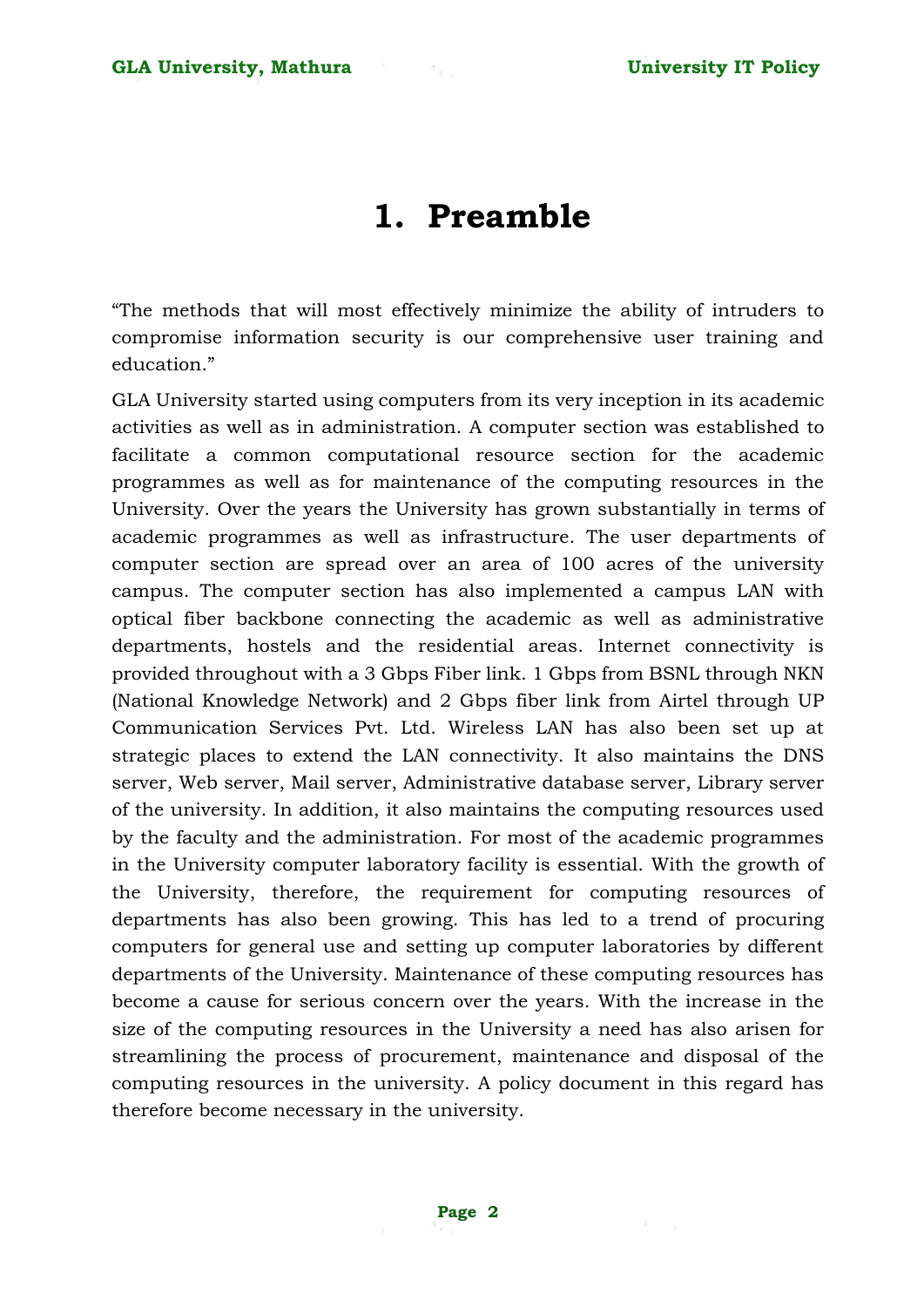# 1. Preamble

"The methods that will most effectively minimize the ability of intruders to compromise information security is our comprehensive user training and education."

GLA University started using computers from its very inception in its academic activities as well as in administration. A computer section was established to facilitate a common computational resource section for the academic programmes as well as for maintenance of the computing resources in the University. Over the years the University has grown substantially in terms of academic programmes as well as infrastructure. The user departments of computer section are spread over an area of 100 acres of the university campus. The computer section has also implemented a campus LAN with optical fiber backbone connecting the academic as well as administrative departments, hostels and the residential areas. Internet connectivity is provided throughout with a 3 Gbps Fiber link. 1 Gbps from BSNL through NKN (National Knowledge Network) and 2 Gbps fiber link from Airtel through UP Communication Services Pvt. Ltd. Wireless LAN has also been set up at strategic places to extend the LAN connectivity. It also maintains the DNS server, Web server, Mail server, Administrative database server, Library server of the university. In addition, it also maintains the computing resources used by the faculty and the administration. For most of the academic programmes in the University computer laboratory facility is essential. With the growth of the University, therefore, the requirement for computing resources of departments has also been growing. This has led to a trend of procuring computers for general use and setting up computer laboratories by different departments of the University. Maintenance of these computing resources has become a cause for serious concern over the years. With the increase in the size of the computing resources in the University a need has also arisen for streamlining the process of procurement, maintenance and disposal of the computing resources in the university. A policy document in this regard has therefore become necessary in the university.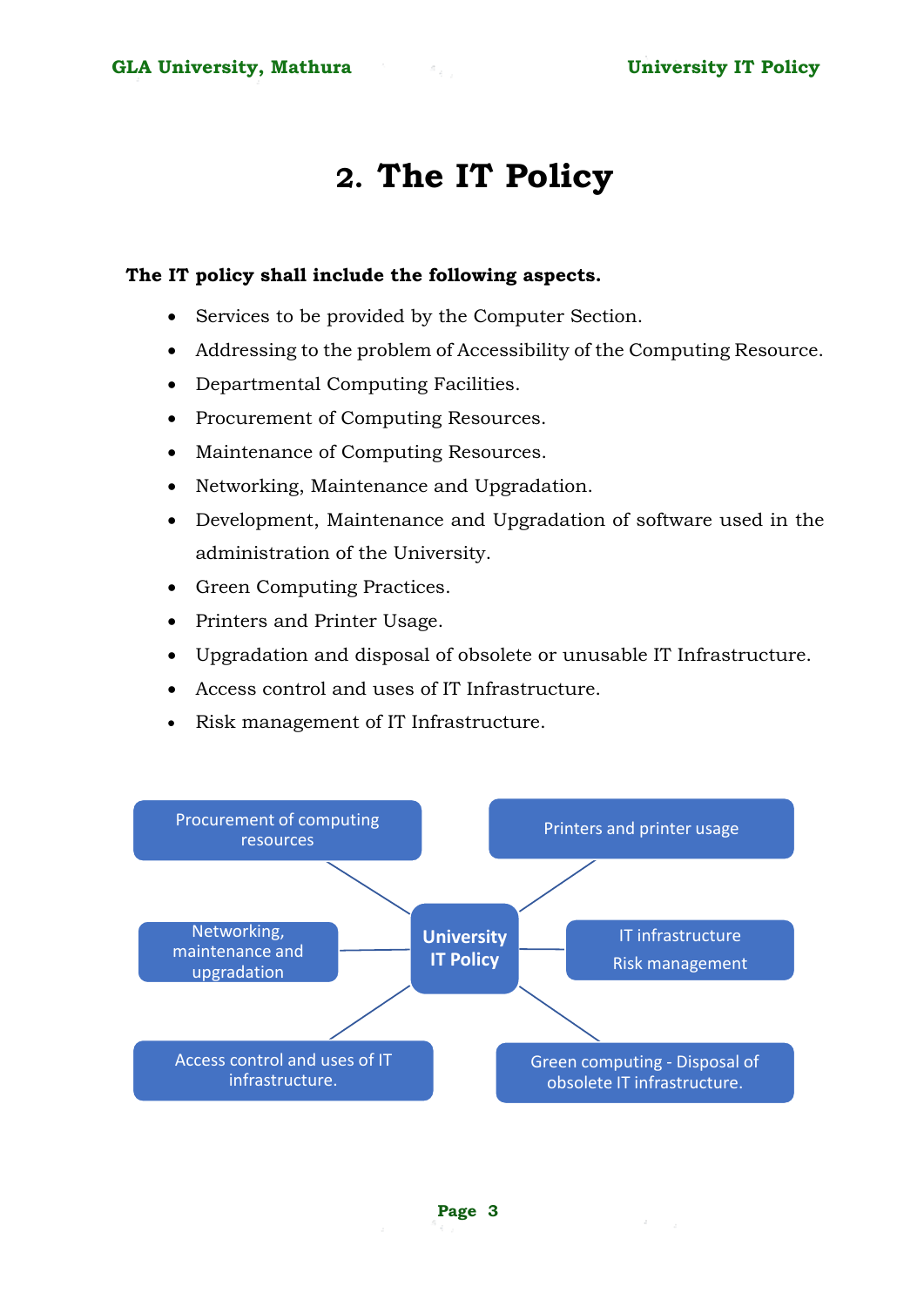# 2. The IT Policy

**The IT policy shall include the following aspects.**

- Services to be provided by the Computer Section.
- Addressing to the problem of Accessibility of the Computing Resource.
- Departmental Computing Facilities.
- Procurement of Computing Resources.
- Maintenance of Computing Resources.
- Networking, Maintenance and Upgradation.
- Development, Maintenance and Upgradation of software used in the administration of the University.
- Green Computing Practices.
- Printers and Printer Usage.
- Upgradation and disposal of obsolete or unusable IT Infrastructure.
- Access control and uses of IT Infrastructure.
- Risk management of IT Infrastructure.

University IT Policy

- Procurement of computing resources
- Printers and printer usage
- Networking, maintenance and upgradation
- IT infrastructure Risk management
- Access control and uses of IT infrastructure.
- Green computing - Disposal of obsolete IT infrastructure.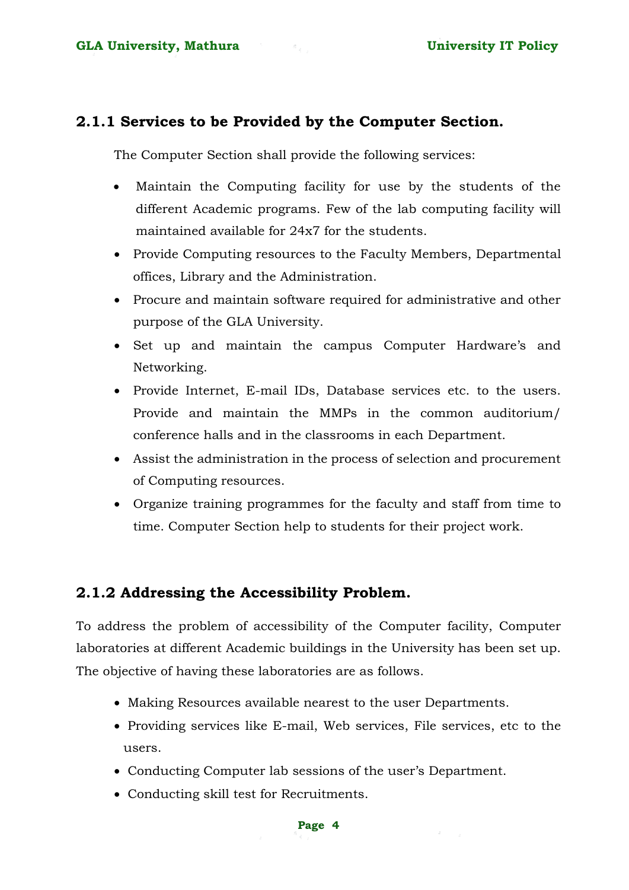### 2.1.1 Services to be Provided by the Computer Section.

The Computer Section shall provide the following services:

- Maintain the Computing facility for use by the students of the different Academic programs. Few of the lab computing facility will maintained available for 24x7 for the students.
- Provide Computing resources to the Faculty Members, Departmental offices, Library and the Administration.
- Procure and maintain software required for administrative and other purpose of the GLA University.
- Set up and maintain the campus Computer Hardware's and Networking.
- Provide Internet, E-mail IDs, Database services etc. to the users. Provide and maintain the MMPs in the common auditorium/ conference halls and in the classrooms in each Department.
- Assist the administration in the process of selection and procurement of Computing resources.
- Organize training programmes for the faculty and staff from time to time. Computer Section help to students for their project work.

### 2.1.2 Addressing the Accessibility Problem.

To address the problem of accessibility of the Computer facility, Computer laboratories at different Academic buildings in the University has been set up. The objective of having these laboratories are as follows.

- Making Resources available nearest to the user Departments.
- Providing services like E-mail, Web services, File services, etc to the users.
- Conducting Computer lab sessions of the user's Department.
- Conducting skill test for Recruitments.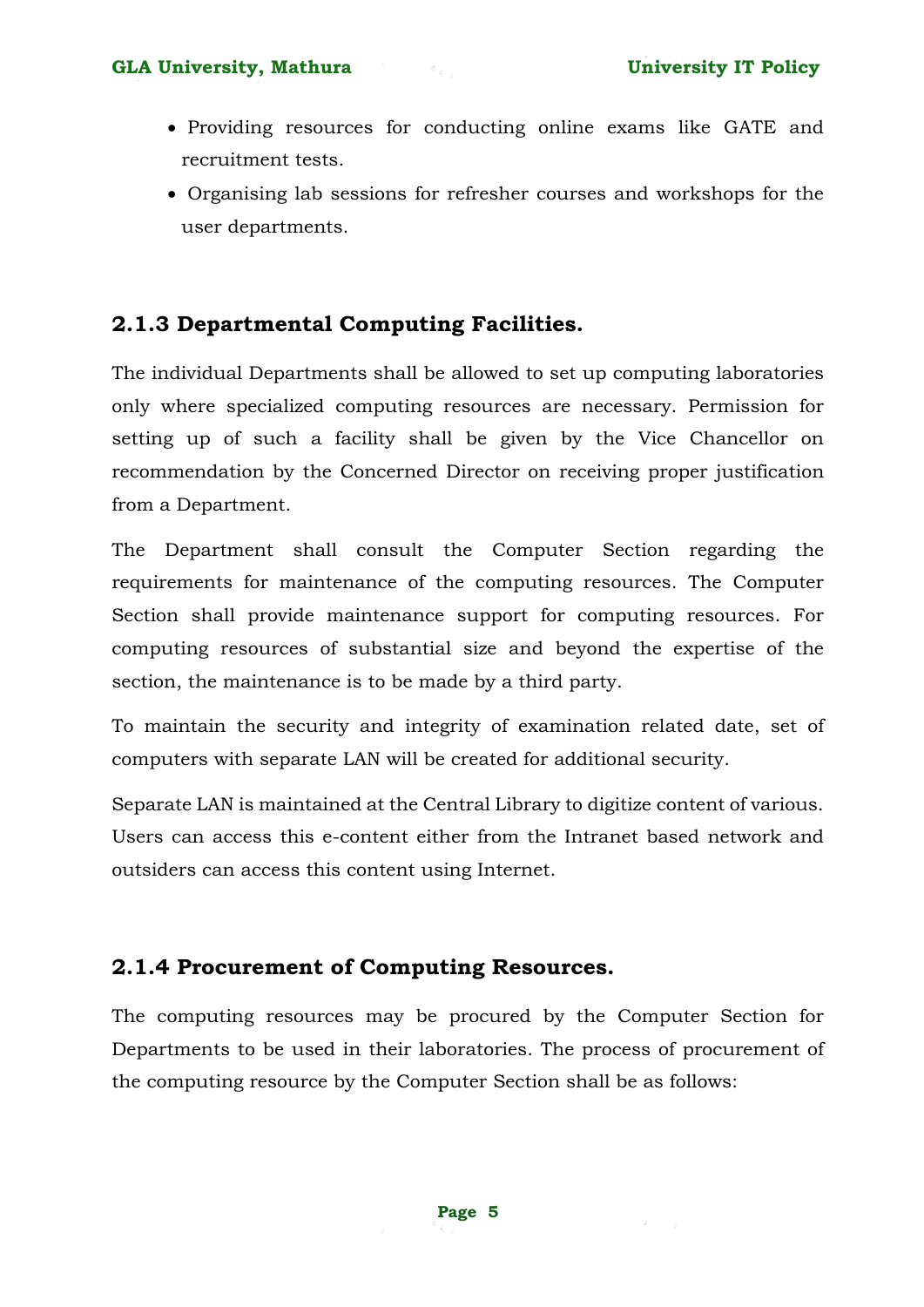- Providing resources for conducting online exams like GATE and recruitment tests.
- Organising lab sessions for refresher courses and workshops for the user departments.

### 2.1.3 Departmental Computing Facilities.

The individual Departments shall be allowed to set up computing laboratories only where specialized computing resources are necessary. Permission for setting up of such a facility shall be given by the Vice Chancellor on recommendation by the Concerned Director on receiving proper justification from a Department.

The Department shall consult the Computer Section regarding the requirements for maintenance of the computing resources. The Computer Section shall provide maintenance support for computing resources. For computing resources of substantial size and beyond the expertise of the section, the maintenance is to be made by a third party.

To maintain the security and integrity of examination related date, set of computers with separate LAN will be created for additional security.

Separate LAN is maintained at the Central Library to digitize content of various. Users can access this e-content either from the Intranet based network and outsiders can access this content using Internet.

### 2.1.4 Procurement of Computing Resources.

The computing resources may be procured by the Computer Section for Departments to be used in their laboratories. The process of procurement of the computing resource by the Computer Section shall be as follows: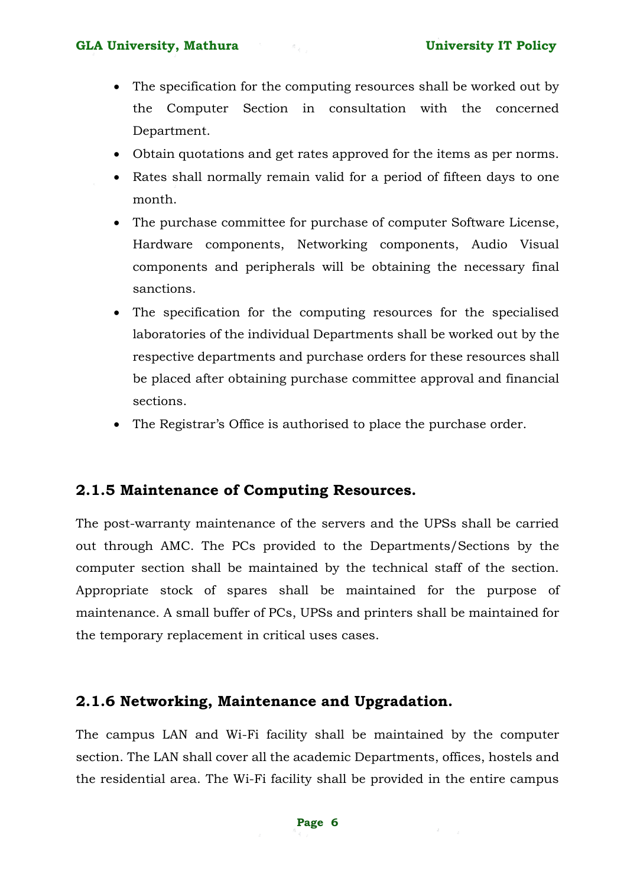- The specification for the computing resources shall be worked out by the Computer Section in consultation with the concerned Department.
- Obtain quotations and get rates approved for the items as per norms.
- Rates shall normally remain valid for a period of fifteen days to one month.
- The purchase committee for purchase of computer Software License, Hardware components, Networking components, Audio Visual components and peripherals will be obtaining the necessary final sanctions.
- The specification for the computing resources for the specialised laboratories of the individual Departments shall be worked out by the respective departments and purchase orders for these resources shall be placed after obtaining purchase committee approval and financial sections.
- The Registrar's Office is authorised to place the purchase order.

### 2.1.5 Maintenance of Computing Resources.

The post-warranty maintenance of the servers and the UPSs shall be carried out through AMC. The PCs provided to the Departments/Sections by the computer section shall be maintained by the technical staff of the section. Appropriate stock of spares shall be maintained for the purpose of maintenance. A small buffer of PCs, UPSs and printers shall be maintained for the temporary replacement in critical uses cases.

### 2.1.6 Networking, Maintenance and Upgradation.

The campus LAN and Wi-Fi facility shall be maintained by the computer section. The LAN shall cover all the academic Departments, offices, hostels and the residential area. The Wi-Fi facility shall be provided in the entire campus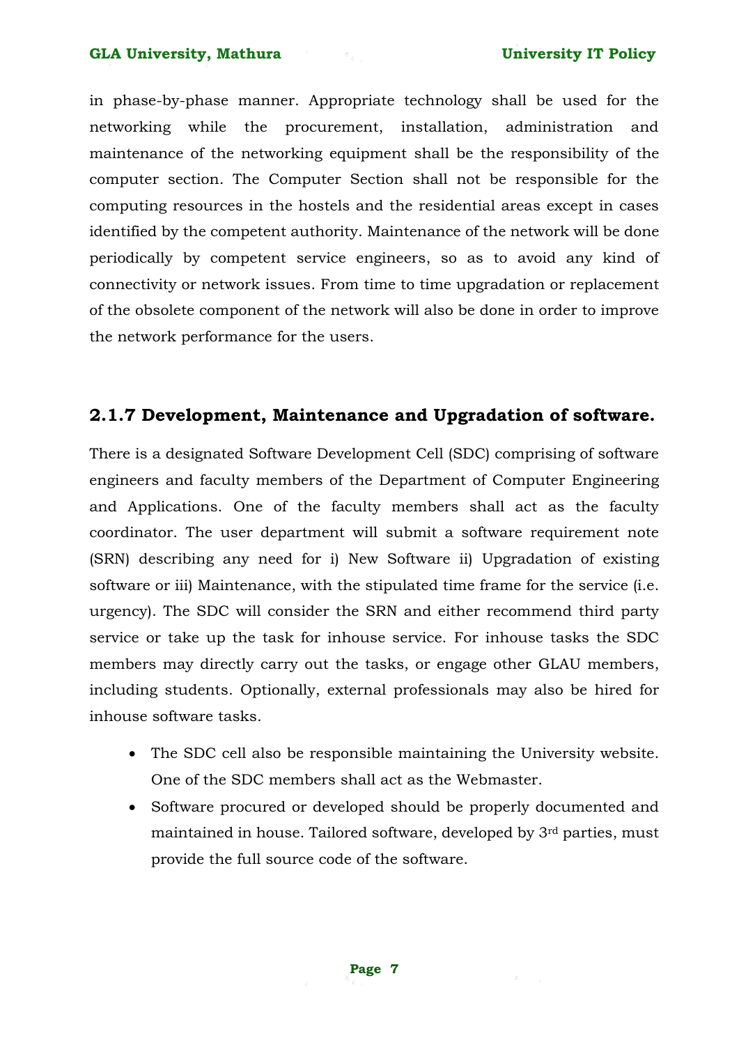in phase-by-phase manner. Appropriate technology shall be used for the networking while the procurement, installation, administration and maintenance of the networking equipment shall be the responsibility of the computer section. The Computer Section shall not be responsible for the computing resources in the hostels and the residential areas except in cases identified by the competent authority. Maintenance of the network will be done periodically by competent service engineers, so as to avoid any kind of connectivity or network issues. From time to time upgradation or replacement of the obsolete component of the network will also be done in order to improve the network performance for the users.

### 2.1.7 Development, Maintenance and Upgradation of software.

There is a designated Software Development Cell (SDC) comprising of software engineers and faculty members of the Department of Computer Engineering and Applications. One of the faculty members shall act as the faculty coordinator. The user department will submit a software requirement note (SRN) describing any need for i) New Software ii) Upgradation of existing software or iii) Maintenance, with the stipulated time frame for the service (i.e. urgency). The SDC will consider the SRN and either recommend third party service or take up the task for inhouse service. For inhouse tasks the SDC members may directly carry out the tasks, or engage other GLAU members, including students. Optionally, external professionals may also be hired for inhouse software tasks.

- The SDC cell also be responsible maintaining the University website. One of the SDC members shall act as the Webmaster.
- Software procured or developed should be properly documented and maintained in house. Tailored software, developed by 3rd parties, must provide the full source code of the software.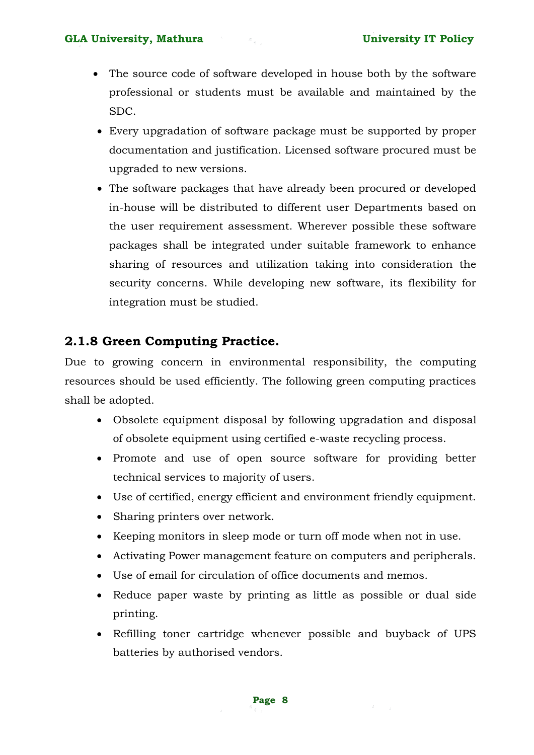- The source code of software developed in house both by the software professional or students must be available and maintained by the SDC.
- Every upgradation of software package must be supported by proper documentation and justification. Licensed software procured must be upgraded to new versions.
- The software packages that have already been procured or developed in-house will be distributed to different user Departments based on the user requirement assessment. Wherever possible these software packages shall be integrated under suitable framework to enhance sharing of resources and utilization taking into consideration the security concerns. While developing new software, its flexibility for integration must be studied.

### 2.1.8 Green Computing Practice.

Due to growing concern in environmental responsibility, the computing resources should be used efficiently. The following green computing practices shall be adopted.

- Obsolete equipment disposal by following upgradation and disposal of obsolete equipment using certified e-waste recycling process.
- Promote and use of open source software for providing better technical services to majority of users.
- Use of certified, energy efficient and environment friendly equipment.
- Sharing printers over network.
- Keeping monitors in sleep mode or turn off mode when not in use.
- Activating Power management feature on computers and peripherals.
- Use of email for circulation of office documents and memos.
- Reduce paper waste by printing as little as possible or dual side printing.
- Refilling toner cartridge whenever possible and buyback of UPS batteries by authorised vendors.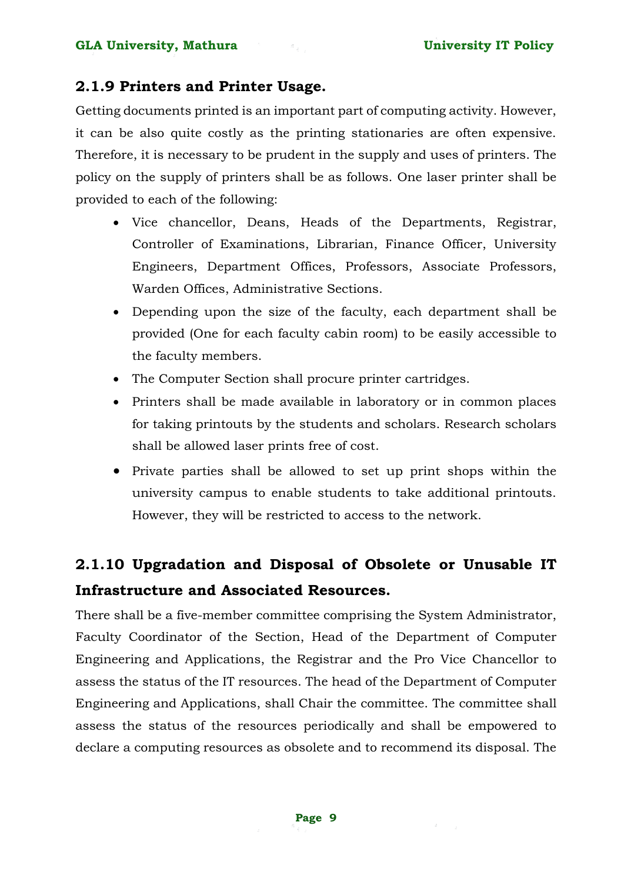### 2.1.9 Printers and Printer Usage.

Getting documents printed is an important part of computing activity. However, it can be also quite costly as the printing stationaries are often expensive. Therefore, it is necessary to be prudent in the supply and uses of printers. The policy on the supply of printers shall be as follows. One laser printer shall be provided to each of the following:

- Vice chancellor, Deans, Heads of the Departments, Registrar, Controller of Examinations, Librarian, Finance Officer, University Engineers, Department Offices, Professors, Associate Professors, Warden Offices, Administrative Sections.
- Depending upon the size of the faculty, each department shall be provided (One for each faculty cabin room) to be easily accessible to the faculty members.
- The Computer Section shall procure printer cartridges.
- Printers shall be made available in laboratory or in common places for taking printouts by the students and scholars. Research scholars shall be allowed laser prints free of cost.
- Private parties shall be allowed to set up print shops within the university campus to enable students to take additional printouts. However, they will be restricted to access to the network.

### 2.1.10 Upgradation and Disposal of Obsolete or Unusable IT Infrastructure and Associated Resources.

There shall be a five-member committee comprising the System Administrator, Faculty Coordinator of the Section, Head of the Department of Computer Engineering and Applications, the Registrar and the Pro Vice Chancellor to assess the status of the IT resources. The head of the Department of Computer Engineering and Applications, shall Chair the committee. The committee shall assess the status of the resources periodically and shall be empowered to declare a computing resources as obsolete and to recommend its disposal. The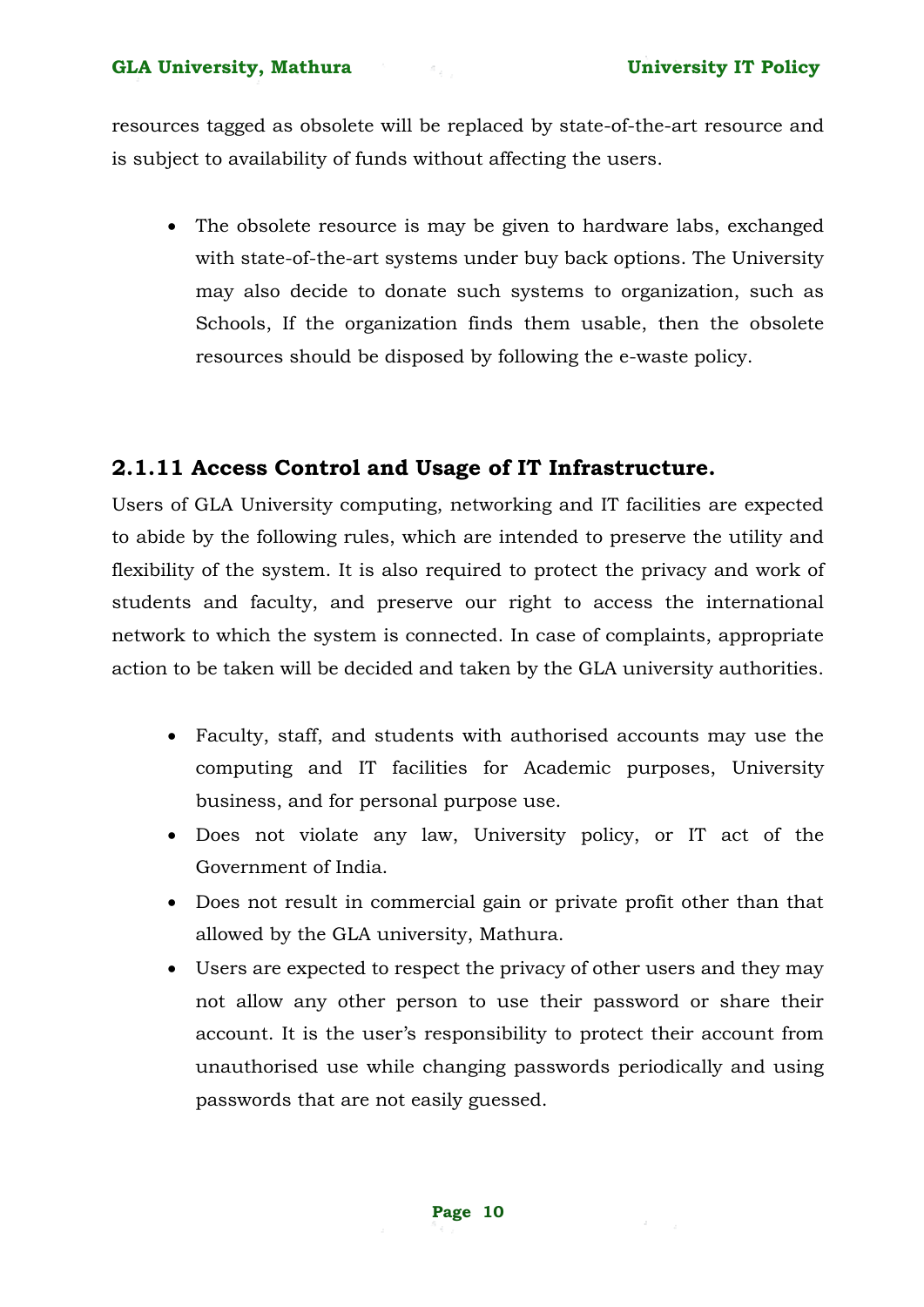resources tagged as obsolete will be replaced by state-of-the-art resource and is subject to availability of funds without affecting the users.

- The obsolete resource is may be given to hardware labs, exchanged with state-of-the-art systems under buy back options. The University may also decide to donate such systems to organization, such as Schools, If the organization finds them usable, then the obsolete resources should be disposed by following the e-waste policy.

### 2.1.11 Access Control and Usage of IT Infrastructure.

Users of GLA University computing, networking and IT facilities are expected to abide by the following rules, which are intended to preserve the utility and flexibility of the system. It is also required to protect the privacy and work of students and faculty, and preserve our right to access the international network to which the system is connected. In case of complaints, appropriate action to be taken will be decided and taken by the GLA university authorities.

- Faculty, staff, and students with authorised accounts may use the computing and IT facilities for Academic purposes, University business, and for personal purpose use.
- Does not violate any law, University policy, or IT act of the Government of India.
- Does not result in commercial gain or private profit other than that allowed by the GLA university, Mathura.
- Users are expected to respect the privacy of other users and they may not allow any other person to use their password or share their account. It is the user's responsibility to protect their account from unauthorised use while changing passwords periodically and using passwords that are not easily guessed.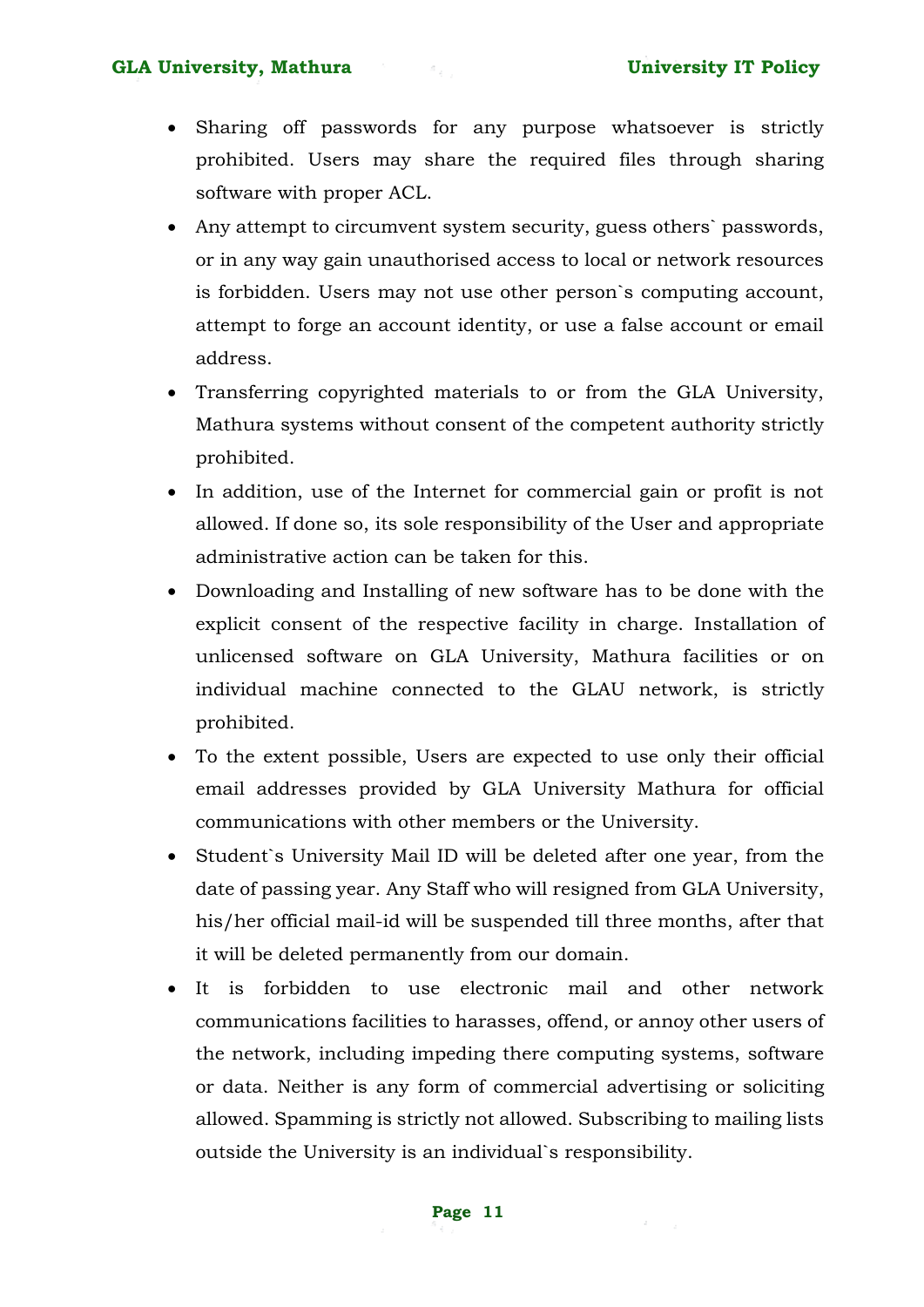- Sharing off passwords for any purpose whatsoever is strictly prohibited. Users may share the required files through sharing software with proper ACL.
- Any attempt to circumvent system security, guess others` passwords, or in any way gain unauthorised access to local or network resources is forbidden. Users may not use other person`s computing account, attempt to forge an account identity, or use a false account or email address.
- Transferring copyrighted materials to or from the GLA University, Mathura systems without consent of the competent authority strictly prohibited.
- In addition, use of the Internet for commercial gain or profit is not allowed. If done so, its sole responsibility of the User and appropriate administrative action can be taken for this.
- Downloading and Installing of new software has to be done with the explicit consent of the respective facility in charge. Installation of unlicensed software on GLA University, Mathura facilities or on individual machine connected to the GLAU network, is strictly prohibited.
- To the extent possible, Users are expected to use only their official email addresses provided by GLA University Mathura for official communications with other members or the University.
- Student`s University Mail ID will be deleted after one year, from the date of passing year. Any Staff who will resigned from GLA University, his/her official mail-id will be suspended till three months, after that it will be deleted permanently from our domain.
- It is forbidden to use electronic mail and other network communications facilities to harasses, offend, or annoy other users of the network, including impeding there computing systems, software or data. Neither is any form of commercial advertising or soliciting allowed. Spamming is strictly not allowed. Subscribing to mailing lists outside the University is an individual`s responsibility.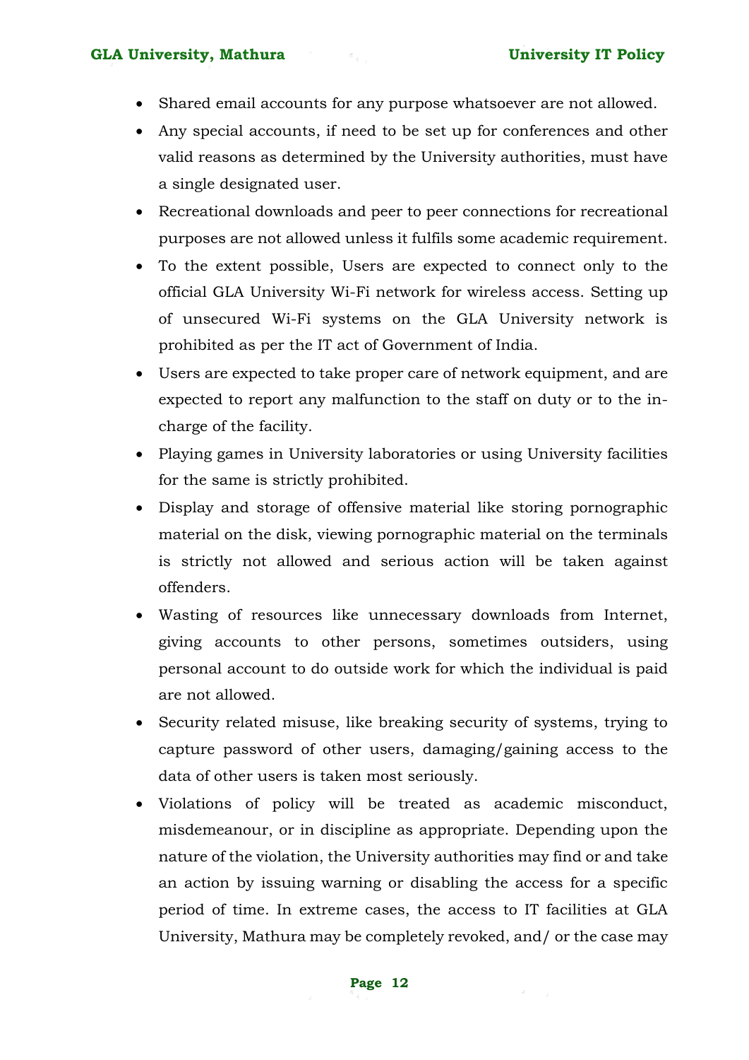- Shared email accounts for any purpose whatsoever are not allowed.
- Any special accounts, if need to be set up for conferences and other valid reasons as determined by the University authorities, must have a single designated user.
- Recreational downloads and peer to peer connections for recreational purposes are not allowed unless it fulfils some academic requirement.
- To the extent possible, Users are expected to connect only to the official GLA University Wi-Fi network for wireless access. Setting up of unsecured Wi-Fi systems on the GLA University network is prohibited as per the IT act of Government of India.
- Users are expected to take proper care of network equipment, and are expected to report any malfunction to the staff on duty or to the in-charge of the facility.
- Playing games in University laboratories or using University facilities for the same is strictly prohibited.
- Display and storage of offensive material like storing pornographic material on the disk, viewing pornographic material on the terminals is strictly not allowed and serious action will be taken against offenders.
- Wasting of resources like unnecessary downloads from Internet, giving accounts to other persons, sometimes outsiders, using personal account to do outside work for which the individual is paid are not allowed.
- Security related misuse, like breaking security of systems, trying to capture password of other users, damaging/gaining access to the data of other users is taken most seriously.
- Violations of policy will be treated as academic misconduct, misdemeanour, or in discipline as appropriate. Depending upon the nature of the violation, the University authorities may find or and take an action by issuing warning or disabling the access for a specific period of time. In extreme cases, the access to IT facilities at GLA University, Mathura may be completely revoked, and/ or the case may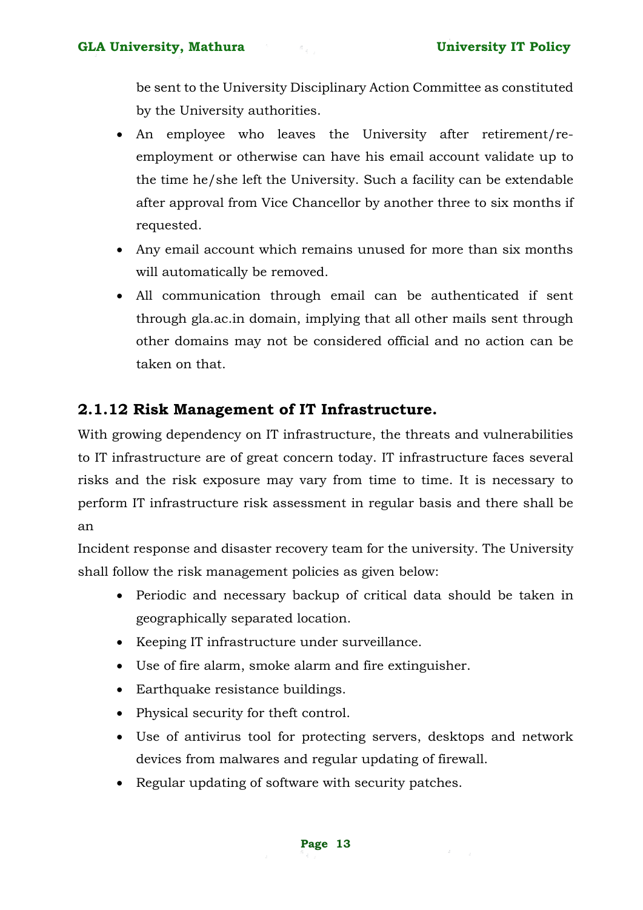be sent to the University Disciplinary Action Committee as constituted by the University authorities.

- An employee who leaves the University after retirement/re-employment or otherwise can have his email account validate up to the time he/she left the University. Such a facility can be extendable after approval from Vice Chancellor by another three to six months if requested.
- Any email account which remains unused for more than six months will automatically be removed.
- All communication through email can be authenticated if sent through gla.ac.in domain, implying that all other mails sent through other domains may not be considered official and no action can be taken on that.

### 2.1.12 Risk Management of IT Infrastructure.

With growing dependency on IT infrastructure, the threats and vulnerabilities to IT infrastructure are of great concern today. IT infrastructure faces several risks and the risk exposure may vary from time to time. It is necessary to perform IT infrastructure risk assessment in regular basis and there shall be an

Incident response and disaster recovery team for the university. The University shall follow the risk management policies as given below:

- Periodic and necessary backup of critical data should be taken in geographically separated location.
- Keeping IT infrastructure under surveillance.
- Use of fire alarm, smoke alarm and fire extinguisher.
- Earthquake resistance buildings.
- Physical security for theft control.
- Use of antivirus tool for protecting servers, desktops and network devices from malwares and regular updating of firewall.
- Regular updating of software with security patches.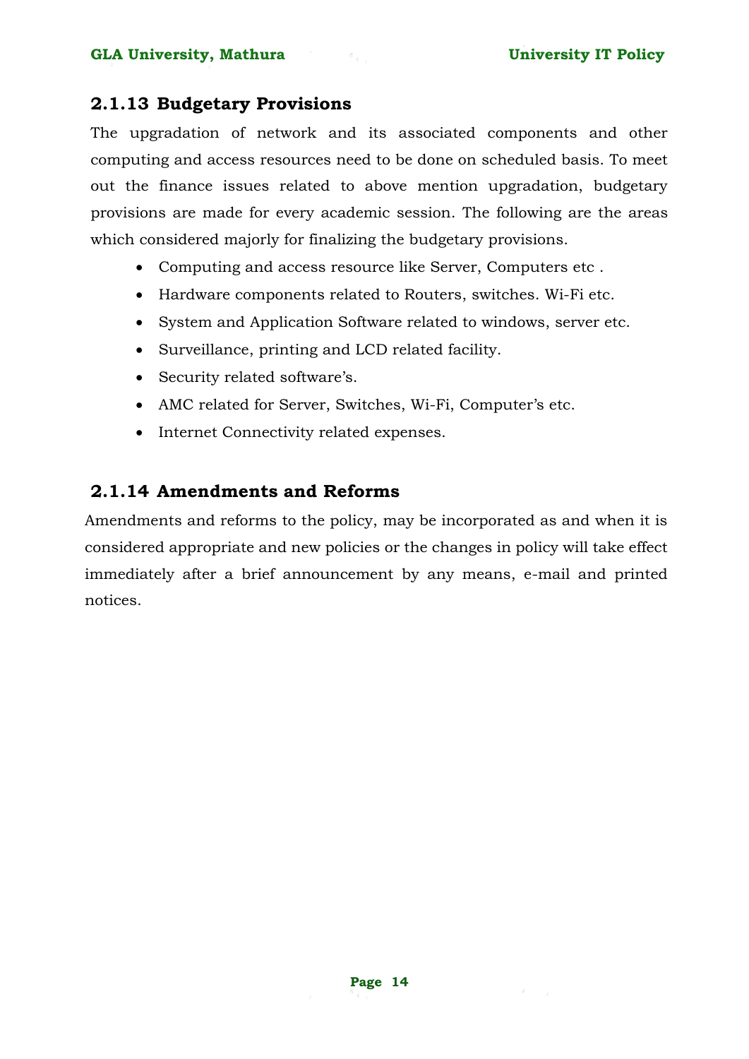### 2.1.13 Budgetary Provisions

The upgradation of network and its associated components and other computing and access resources need to be done on scheduled basis. To meet out the finance issues related to above mention upgradation, budgetary provisions are made for every academic session. The following are the areas which considered majorly for finalizing the budgetary provisions.

- Computing and access resource like Server, Computers etc .
- Hardware components related to Routers, switches. Wi-Fi etc.
- System and Application Software related to windows, server etc.
- Surveillance, printing and LCD related facility.
- Security related software's.
- AMC related for Server, Switches, Wi-Fi, Computer's etc.
- Internet Connectivity related expenses.

### 2.1.14 Amendments and Reforms

Amendments and reforms to the policy, may be incorporated as and when it is considered appropriate and new policies or the changes in policy will take effect immediately after a brief announcement by any means, e-mail and printed notices.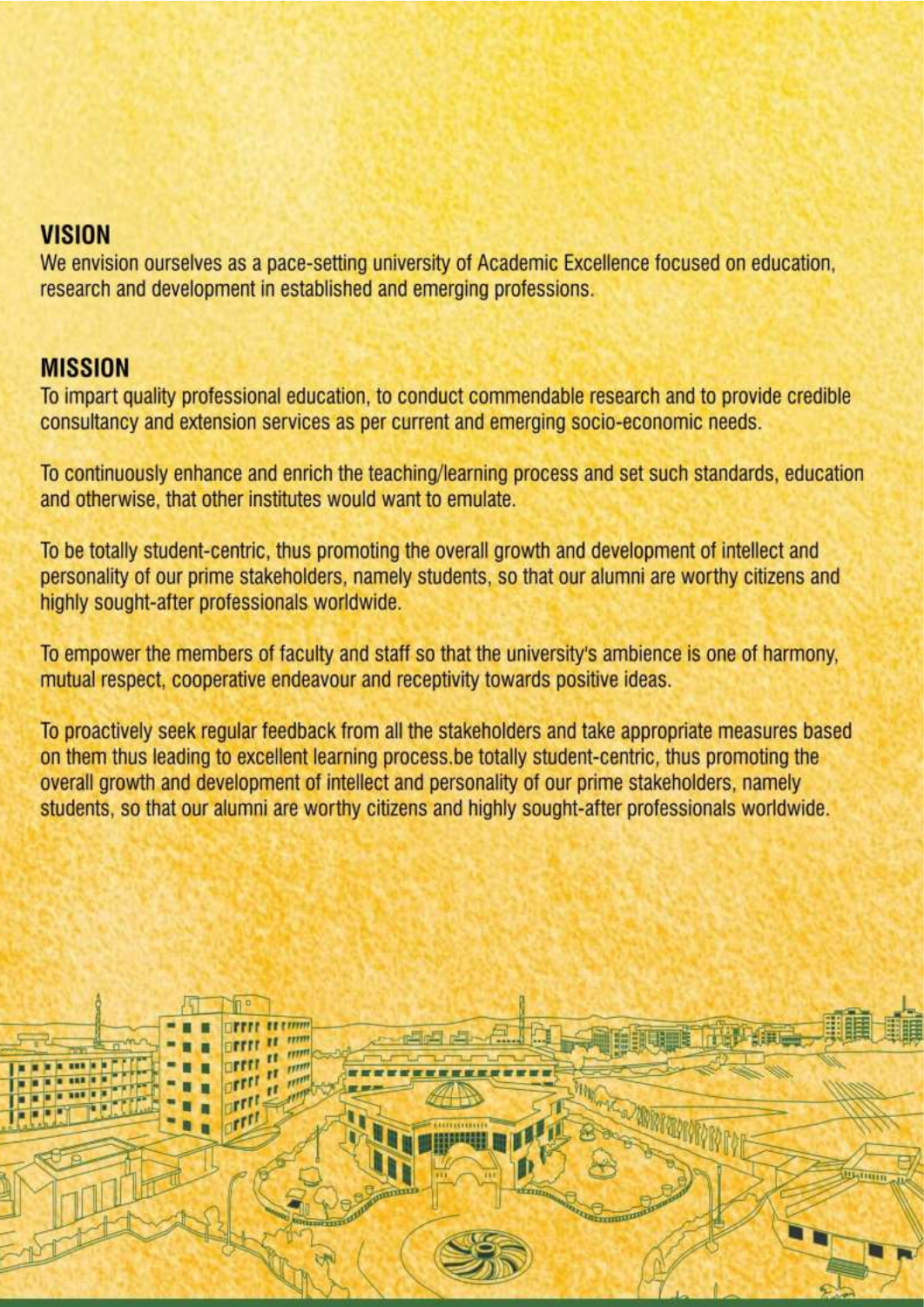## VISION

We envision ourselves as a pace-setting university of Academic Excellence focused on education, research and development in established and emerging professions.

## MISSION

To impart quality professional education, to conduct commendable research and to provide credible consultancy and extension services as per current and emerging socio-economic needs.

To continuously enhance and enrich the teaching/learning process and set such standards, education and otherwise, that other institutes would want to emulate.

To be totally student-centric, thus promoting the overall growth and development of intellect and personality of our prime stakeholders, namely students, so that our alumni are worthy citizens and highly sought-after professionals worldwide.

To empower the members of faculty and staff so that the university's ambience is one of harmony, mutual respect, cooperative endeavour and receptivity towards positive ideas.

To proactively seek regular feedback from all the stakeholders and take appropriate measures based on them thus leading to excellent learning process.be totally student-centric, thus promoting the overall growth and development of intellect and personality of our prime stakeholders, namely students, so that our alumni are worthy citizens and highly sought-after professionals worldwide.